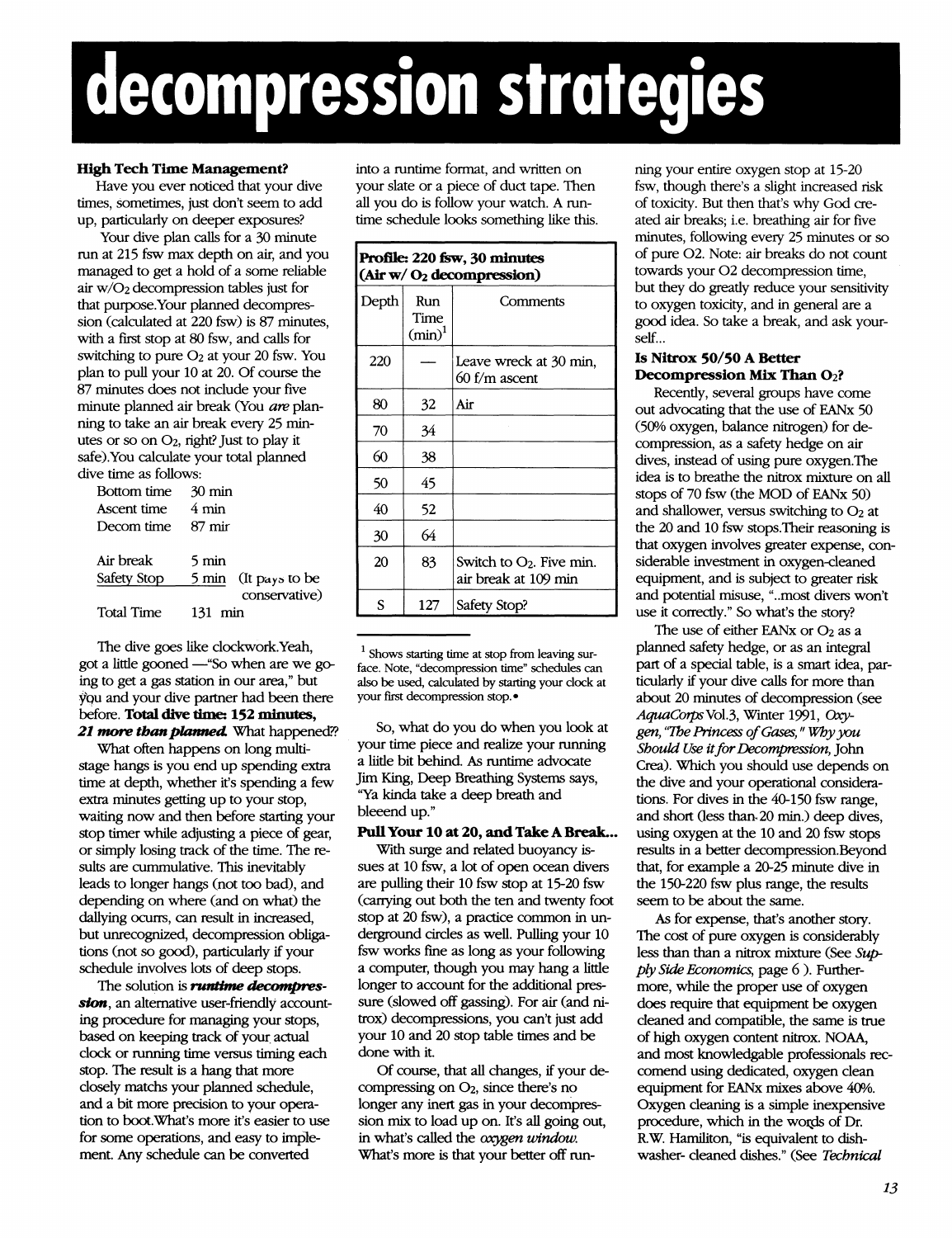# decompression strategies

### High Tech Time Management?

Have you ever noticed that your dive times, sometimes, just don't seem to add up, particularly on deeper exposures?

Your dive plan calls for a 30 minute run at 215 fsw max depth on air, and you managed to get a hold of a some reliable air w/$O_2$ decompression tables just for that purpose. Your planned decompression (calculated at 220 fsw) is 87 minutes, with a first stop at 80 fsw, and calls for switching to pure $O_2$ at your 20 fsw. You plan to pull your 10 at 20. Of course the 87 minutes does not include your five minute planned air break (You *are* planning to take an air break every 25 minutes or so on $O_2$, right? Just to play it safe). You calculate your total planned dive time as follows:

| | | |
|---|---|---|
| Bottom time | 30 min | |
| Ascent time | 4 min | |
| Decom time | 87 mir | |
| | | |
| Air break | 5 min | |
| Safety Stop | 5 min | (It pays to be conservative) |
| Total Time | 131 min | |

The dive goes like clockwork. Yeah, got a little gooned —"So when are we going to get a gas station in our area," but you and your dive partner had been there before. **Total dive time: 152 minutes, *21 more than planned.*** What happened??

What often happens on long multi-stage hangs is you end up spending extra time at depth, whether it's spending a few extra minutes getting up to your stop, waiting now and then before starting your stop timer while adjusting a piece of gear, or simply losing track of the time. The results are cummulative. This inevitably leads to longer hangs (not too bad), and depending on where (and on what) the dallying ocurrs, can result in increased, but unrecognized, decompression obligations (not so good), particularly if your schedule involves lots of deep stops.

The solution is ***runtime decompression***, an alternative user-friendly accounting procedure for managing your stops, based on keeping track of your actual clock or running time versus timing each stop. The result is a hang that more closely matchs your planned schedule, and a bit more precision to your operation to boot. What's more it's easier to use for some operations, and easy to implement. Any schedule can be converted into a runtime format, and written on your slate or a piece of duct tape. Then all you do is follow your watch. A runtime schedule looks something like this.

| **Profile: 220 fsw, 30 minutes (Air w/ $O_2$ decompression)** | | |
|---|---|---|
| Depth | Run Time (min)[1] | Comments |
| 220 | — | Leave wreck at 30 min, 60 f/m ascent |
| 80 | 32 | Air |
| 70 | 34 | |
| 60 | 38 | |
| 50 | 45 | |
| 40 | 52 | |
| 30 | 64 | |
| 20 | 83 | Switch to $O_2$. Five min. air break at 109 min |
| S | 127 | Safety Stop? |

[1] Shows starting time at stop from leaving surface. Note, "decompression time" schedules can also be used, calculated by starting your clock at your first decompression stop.•

So, what do you do when you look at your time piece and realize your running a little bit behind. As runtime advocate Jim King, Deep Breathing Systems says, "Ya kinda take a deep breath and bleeend up."

### Pull Your 10 at 20, and Take A Break...

With surge and related buoyancy issues at 10 fsw, a lot of open ocean divers are pulling their 10 fsw stop at 15-20 fsw (carrying out both the ten and twenty foot stop at 20 fsw), a practice common in underground circles as well. Pulling your 10 fsw works fine as long as your following a computer, though you may hang a little longer to account for the additional pressure (slowed off gassing). For air (and nitrox) decompressions, you can't just add your 10 and 20 stop table times and be done with it.

Of course, that all changes, if your decompressing on $O_2$, since there's no longer any inert gas in your decompression mix to load up on. It's all going out, in what's called the *oxygen window.* What's more is that your better off running your entire oxygen stop at 15-20 fsw, though there's a slight increased risk of toxicity. But then that's why God created air breaks; i.e. breathing air for five minutes, following every 25 minutes or so of pure O2. Note: air breaks do not count towards your O2 decompression time, but they do greatly reduce your sensitivity to oxygen toxicity, and in general are a good idea. So take a break, and ask yourself...

### Is Nitrox 50/50 A Better Decompression Mix Than $O_2$?

Recently, several groups have come out advocating that the use of EANx 50 (50% oxygen, balance nitrogen) for decompression, as a safety hedge on air dives, instead of using pure oxygen. The idea is to breathe the nitrox mixture on all stops of 70 fsw (the MOD of EANx 50) and shallower, versus switching to $O_2$ at the 20 and 10 fsw stops. Their reasoning is that oxygen involves greater expense, considerable investment in oxygen-cleaned equipment, and is subject to greater risk and potential misuse, "..most divers won't use it correctly." So what's the story?

The use of either EANx or $O_2$ as a planned safety hedge, or as an integral part of a special table, is a smart idea, particularly if your dive calls for more than about 20 minutes of decompression (see *AquaCorps* Vol.3, Winter 1991, *Oxygen, "The Princess of Gases," Why you Should Use it for Decompression,* John Crea). Which you should use depends on the dive and your operational considerations. For dives in the 40-150 fsw range, and short (less than 20 min.) deep dives, using oxygen at the 10 and 20 fsw stops results in a better decompression. Beyond that, for example a 20-25 minute dive in the 150-220 fsw plus range, the results seem to be about the same.

As for expense, that's another story. The cost of pure oxygen is considerably less than than a nitrox mixture (See *Supply Side Economics,* page 6 ). Furthermore, while the proper use of oxygen does require that equipment be oxygen cleaned and compatible, the same is true of high oxygen content nitrox. NOAA, and most knowledgable professionals reccomend using dedicated, oxygen clean equipment for EANx mixes above 40%. Oxygen cleaning is a simple inexpensive procedure, which in the words of Dr. R.W. Hamilton, "is equivalent to dishwasher- cleaned dishes." (See *Technical*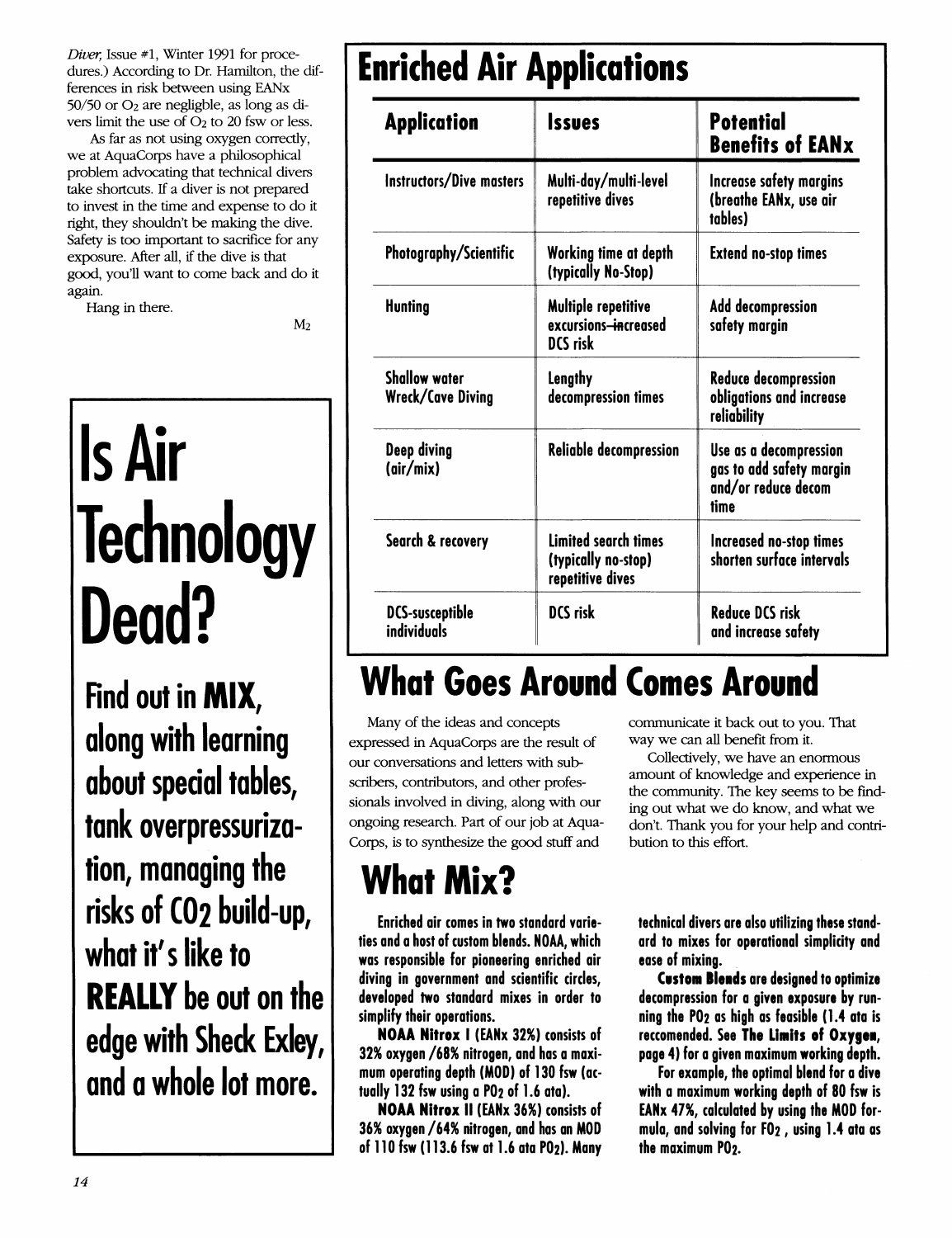*Diver*, Issue #1, Winter 1991 for procedures.) According to Dr. Hamilton, the differences in risk between using EANx 50/50 or $O_2$ are negligble, as long as divers limit the use of $O_2$ to 20 fsw or less.

As far as not using oxygen correctly, we at AquaCorps have a philosophical problem advocating that technical divers take shortcuts. If a diver is not prepared to invest in the time and expense to do it right, they shouldn't be making the dive. Safety is too important to sacrifice for any exposure. After all, if the dive is that good, you'll want to come back and do it again.

Hang in there.

$M_2$

# Is Air Technology Dead?

**Find out in MIX, along with learning about special tables, tank overpressurization, managing the risks of $CO_2$ build-up, what it's like to REALLY be out on the edge with Sheck Exley, and a whole lot more.**

## Enriched Air Applications

| Application | Issues | Potential Benefits of EANx |
|---|---|---|
| Instructors/Dive masters | Multi-day/multi-level repetitive dives | Increase safety margins (breathe EANx, use air tables) |
| Photography/Scientific | Working time at depth (typically No-Stop) | Extend no-stop times |
| Hunting | Multiple repetitive excursions–increased DCS risk | Add decompression safety margin |
| Shallow water Wreck/Cave Diving | Lengthy decompression times | Reduce decompression obligations and increase reliability |
| Deep diving (air/mix) | Reliable decompression | Use as a decompression gas to add safety margin and/or reduce decom time |
| Search & recovery | Limited search times (typically no-stop) repetitive dives | Increased no-stop times shorten surface intervals |
| DCS-susceptible individuals | DCS risk | Reduce DCS risk and increase safety |

## What Goes Around Comes Around

Many of the ideas and concepts expressed in AquaCorps are the result of our conversations and letters with subscribers, contributors, and other professionals involved in diving, along with our ongoing research. Part of our job at AquaCorps, is to synthesize the good stuff and communicate it back out to you. That way we can all benefit from it.

Collectively, we have an enormous amount of knowledge and experience in the community. The key seems to be finding out what we do know, and what we don't. Thank you for your help and contribution to this effort.

## What Mix?

**Enriched air comes in two standard varieties and a host of custom blends. NOAA, which was responsible for pioneering enriched air diving in government and scientific circles, developed two standard mixes in order to simplify their operations.**

**NOAA Nitrox I (EANx 32%) consists of 32% oxygen /68% nitrogen, and has a maximum operating depth (MOD) of 130 fsw (actually 132 fsw using a $PO_2$ of 1.6 ata).**

**NOAA Nitrox II (EANx 36%) consists of 36% oxygen /64% nitrogen, and has an MOD of 110 fsw (113.6 fsw at 1.6 ata $PO_2$). Many technical divers are also utilizing these standard to mixes for operational simplicity and ease of mixing.**

**Custom Blends are designed to optimize decompression for a given exposure by running the $PO_2$ as high as feasible (1.4 ata is reccomended. See The Limits of Oxygen, page 4) for a given maximum working depth.**

**For example, the optimal blend for a dive with a maximum working depth of 80 fsw is EANx 47%, calculated by using the MOD formula, and solving for $FO_2$, using 1.4 ata as the maximum $PO_2$.**